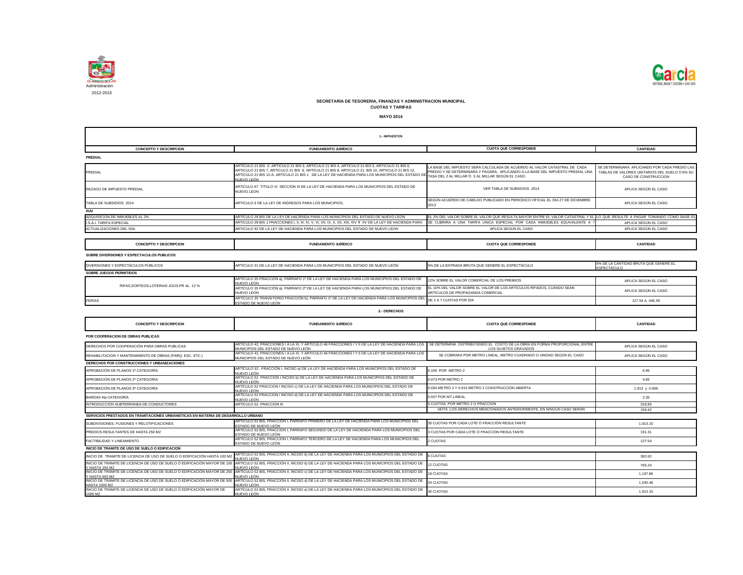Administración

2012-2015

**SECRETARIA DE TESORERIA, FINANZAS Y ADMINISTRACION MUNICIPAL**
**CUOTAS Y TARIFAS**

**MAYO 2014**

**1.- IMPUESTOS**

| CONCEPTO Y DESCRIPCION | FUNDAMENTO JURÍDICO | CUOTA QUE CORRESPONDE | CANTIDAD |
|---|---|---|---|
| **PREDIAL** | | | |
| PREDIAL | ARTICULO 21 BIS -2. ARTICULO 21 BIS 3, ARTICULO 21 BIS 4, ARTICULO 21 BIS 5, ARTICULO 21 BIS 6, ARTICULO 21 BIS 7, ARTICULO 21 BIS 8, ARTICULO 21 BIS 9, ARTICULO 21, BIS 10, ARTICULO 21 BIS 12, ARTICULO 21 BIS 12-A, ARTICULO 21 BIS 1 DE LA LEY DE HACIENDA PARA LOS MUNICIPIOS DEL ESTADO DE NUEVO LEÓN | LA BASE DEL IMPUESTO SERA CALCULADA DE ACUERDO AL VALOR CATASTRAL DE CADA PREDIO Y SE DETERMINARA Y PAGARA, APLICANDO A LA BASE DEL IMPUESTO PREDIAL UNA TASA DEL 2 AL MILLAR Ó 3 AL MILLAR SEGÚN EL CASO. | SE DETERMINARA APLICANDO POR CADA PREDIO LAS TABLAS DE VALORES UNITARIOS DEL SUELO O EN SU CASO DE CONSTRUCCION |
| REZAGO DE IMPUESTO PREDIAL | ARTICULO 67 TITULO VI SECCION III DE LA LEY DE HACIENDA PARA LOS MUNICIPIOS DEL ESTADO DE NUEVO LEON | VER TABLA DE SUBSIDIOS 2014 | APLICA SEGÚN EL CASO |
| TABLA DE SUBSIDIOS 2014 | ARTICULO 6 DE LA LEY DE INGRESOS PARA LOS MUNICIPIOS, | SEGÚN ACUERDO DE CABILDO PUBLICADO EN PERIODICO OFICIAL EL DIA 27 DE DICIEMBRE 2013 | APLICA SEGÚN EL CASO |
| **ISAI** | | | |
| ADQUISICION DE INMUEBLES AL 2% | ARTÍCULO 28 BIS DE LA LEY DE HACIENDA PARA LOS MUNICIPIOS DEL ESTADO DE NUEVO LEON | EL 2% DEL VALOR SOBRE EL VALOR QUE RESULTA MAYOR ENTRE EL VALOR CATASTRAL Y EL | LO QUE RESULTE A PAGAR TOMANDO COMO BASE EL |
| I.S.A.I. TARIFA ESPECIAL | ARTÍCULO 28 BIS 1 FRACCIONES I, II, III, IV, V, VI, VII, IX, X, XII, XIII, XIV Y XV DE LA LEY DE HACIENDA PARA | SE CUBRIRA A UNA TARIFA UNICA ESPECIAL POR CADA INMUEBLES EQUIVALENTE A 7 | APLICA SEGÚN EL CASO |
| ACTUALIZACIONES DEL ISAI | ARTICULO 92 DE LA LEY DE HACIENDA PARA LOS MUNICIPIOS DEL ESTADO DE NUEVO LEON | APLICA SEGÚN EL CASO | APLICA SEGÚN EL CASO |

| CONCEPTO Y DESCRIPCION | FUNDAMENTO JURÍDICO | CUOTA QUE CORRESPONDE | CANTIDAD |
|---|---|---|---|
| **SOBRE DIVERSIONES Y ESPECTACULOS PUBLICOS** | | | |
| DIVERSIONES Y ESPECTÁCULOS PÚBLICOS | ARTÍCULO 31 DE LA LEY DE HACIENDA PARA LOS MUNICIPIOS DEL ESTADO DE NUEVO LEÓN | 5% DE LA ENTRADA BRUTA QUE GENERE EL ESPECTÁCULO | 5% DE LA CANTIDAD BRUTA QUE GENERE EL ESPECTÁCULO |
| **SOBRE JUEGOS PERMITIDOS** | | | |
| RIFAS,SORTEOS,LOTERIAS JGOS.PR AL 12 % | ARTÍCULO 35 FRACCIÓN a), PÁRRAFO 1º DE LA LEY DE HACIENDA PARA LOS MUNICIPIOS DEL ESTADO DE NUEVO LEÓN | 12% SOBRE EL VALOR COMERCIAL DE LOS PREMIOS | APLICA SEGÚN EL CASO |
| | ARTÍCULO 35 FRACCIÓN a), PÁRRAFO 2º DE LA LEY DE HACIENDA PARA LOS MUNICIPIOS DEL ESTADO DE NUEVO LEÓN | EL 10% DEL VALOR SOBRE EL VALOR DE LOS ARTÍCULOS RIFADOS, CUANDO SEAN ARTÍCULOS DE PROPAGANDA COMERCIAL | APLICA SEGÚN EL CASO |
| FERIAS | ARTÍCULO 35 TRANSITORIO FRACCIÓN b), PÁRRAFO 1º DE LA LEY DE HACIENDA PARA LOS MUNICIPIOS DEL ESTADO DE NUEVO LEÓN | DE 2 A 7 CUOTAS POR DÍA | 127.54 A 446.39 |

**2.- DERECHOS**

| CONCEPTO Y DESCRIPCION | FUNDAMENTO JURÍDICO | CUOTA QUE CORRESPONDE | CANTIDAD |
|---|---|---|---|
| **POR COOPERACION DE OBRAS PUBLICAS** | | | |
| DERECHOS POR COOPERACIÓN PARA OBRAS PUBLICAS | ARTÍCULO 42, FRACCIONES I A LA XI, Y ARTICULO 46 FRACCIONES I Y II DE LA LEY DE HACIENDA PARA LOS MUNICIPIOS DEL ESTADO DE NUEVO LEÓN | SE DETERMINA DISTRIBUYENDO EL COSTO DE LA OBRA EN FORMA PROPORCIONAL ENTRE LOS SUJETOS GRAVADOS | APLICA SEGÚN EL CASO |
| REHABILITACIÓN Y MANTENIMIENTO DE OBRAS (PARQ. ESC. ETC.) | ARTÍCULO 42, FRACCIONES I A LA XI, Y ARTICULO 46 FRACCIONES I Y II DE LA LEY DE HACIENDA PARA LOS MUNICIPIOS DEL ESTADO DE NUEVO LEÓN | SE COBRARA POR METRO LINEAL, METRO CUADRADO O UNIDAD SEGÚN EL CASO | APLICA SEGÚN EL CASO |
| **DERECHOS POR CONSTRUCCIONES Y URBANIZACIONES** | | | |
| APROBACIÓN DE PLANOS 1ª CATEGORÍA | ARTÍCULO 52 , FRACCIÓN I, INCISO a) DE LA LEY DE HACIENDA PARA LOS MUNICIPIOS DEL ESTADO DE NUEVO LEÓN | 0.109 POR METRO 2 | 6.95 |
| APROBACIÓN DE PLANOS 2ª CATEGORÍA | ARTÍCULO 52 FRACCIÓN I INCISO b) DE LA LEY DE HACIENDA PARA LOS MUNICIPIOS DEL ESTADO DE NUEVO LEÓN | 0.073 POR METRO 2 | 4.65 |
| APROBACIÓN DE PLANOS 3ª CATEGORÍA | ARTÍCULO 52 FRACCION I INCISO c) DE LA LEY DE HACIENDA PARA LOS MUNICIPIOS DEL ESTADO DE NUEVO LEÓN | 0.030 METRO 2 Y 0.015 METRO 2 CONSTRUCCIÓN ABIERTA | 1.913 y 0.956 |
| BARDAS 4ta CATEGORÍA | ARTÍCULO 52 FRACCION I INCISO d) DE LA LEY DE HACIENDA PARA LOS MUNICIPIOS DEL ESTADO DE NUEVO LEÓN | 0.037 POR MT.LINEAL | 2.35 |
| INTRODUCCIÓN SUBTERRANEA DE CONDUCTORES | ARTÍCULO 52 FRACCIÓN III | 5 CUOTAS POR METRO 2 O FRACCION | 318.85 |
| | | NOTA: LOS DERECHOS MENCIONADOS ANTERIORMENTE, EN NINGÚN CASO SERÁN | 159.42 |
| **SERVICIOS PRESTADOS EN TRAMITACIONES URBANISTICAS EN MATERIA DE DESARROLLO URBANO** | | | |
| SUBDIVISIONES, FUSIONES Y RELOTIFICACIONES | ARTÍCULO 52 BIS, FRACCIÓN I, PÁRRAFO PRIMERO DE LA LEY DE HACIENDA PARA LOS MUNICIPIOS DEL ESTADO DE NUEVO LEÓN | 30 CUOTAS POR CADA LOTE Ó FRACCIÓN RESULTANTE | 1,913.10 |
| PREDIOS RESULTANTES DE HASTA 250 M2 | ARTÍCULO 52 BIS, FRACCIÓN I, PÁRRAFO SEGUNDO DE LA LEY DE HACIENDA PARA LOS MUNICIPIOS DEL ESTADO DE NUEVO LEÓN | 3 CUOTAS POR CADA LOTE Ó FRACCIÓN RESULTANTE | 191.31 |
| FACTIBILIDAD Y LINEAMIENTO | ARTÍCULO 52 BIS, FRACCIÓN I, PÁRRAFO TERCERO DE LA LEY DE HACIENDA PARA LOS MUNICIPIOS DEL ESTADO DE NUEVO LEÓN | 2 CUOTAS | 127.54 |
| **INICIO DE TRAMITE DE USO DE SUELO O EDIFICACION** | | | |
| INICIO DE TRAMITE DE LICENCIA DE USO DE SUELO O EDIFICACIÓN HASTA 100 M2 | ARTÍCULO 52 BIS, FRACCIÓN II, INCISO b) DE LA LEY DE HACIENDA PARA LOS MUNICIPIOS DEL ESTADO DE NUEVO LEÓN | 6 CUOTAS | 382.62 |
| INICIO DE TRÁMITE DE LICENCIA DE USO DE SUELO Ó EDIFICACIÓN MAYOR DE 100 Y HASTA 250 M2 | ARTÍCULO 52 BIS, FRACCIÓN II, INCISO b) DE LA LEY DE HACIENDA PARA LOS MUNICIPIOS DEL ESTADO DE NUEVO LEÓN | 12 CUOTAS | 765.24 |
| INICIO DE TRÁMITE DE LICENCIA DE USO DE SUELO Ó EDIFICACIÓN MAYOR DE 250 Y HASTA 500 M2 | ARTÍCULO 52 BIS, FRACCIÓN II, INCISO c) DE LA LEY DE HACIENDA PARA LOS MUNICIPIOS DEL ESTADO DE NUEVO LEÓN | 18 CUOTAS | 1,147.86 |
| INICIO DE TRÁMITE DE LICENCIA DE USO DE SUELO Ó EDIFICACIÓN MAYOR DE 500 HASTA 1000 M2 | ARTÍCULO 52 BIS, FRACCIÓN II, INCISO d) DE LA LEY DE HACIENDA PARA LOS MUNICIPIOS DEL ESTADO DE NUEVO LEÓN | 24 CUOTAS | 1,530.48 |
| INICIO DE TRÁMITE DE LICENCIA DE USO DE SUELO Ó EDIFICACIÓN MAYOR DE 1000 M2 | ARTÍCULO 52 BIS, FRACCIÓN II, INCISO e) DE LA LEY DE HACIENDA PARA LOS MUNICIPIOS DEL ESTADO DE NUEVO LEÓN | 30 CUOTAS | 1,913.10 |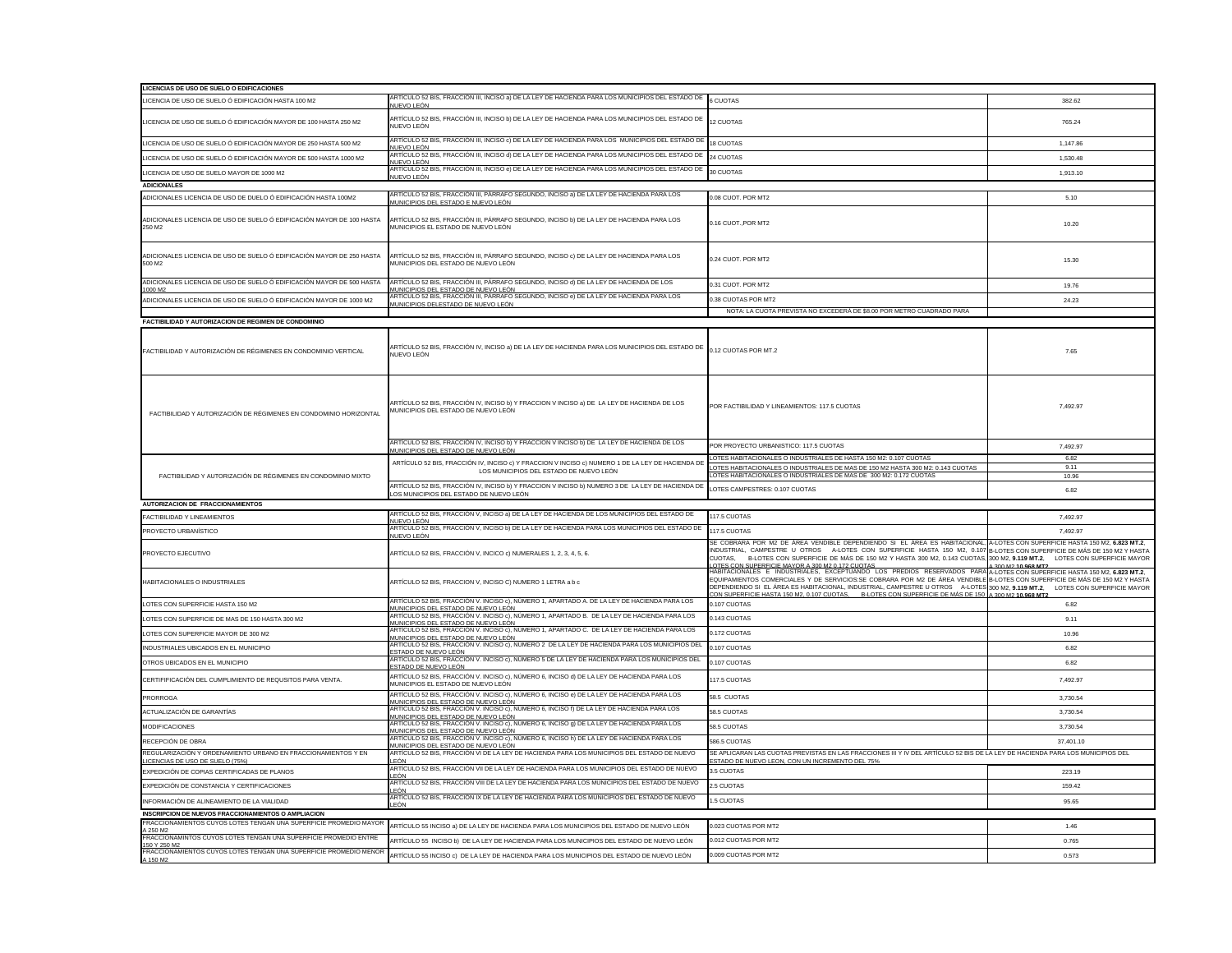| LICENCIAS DE USO DE SUELO O EDIFICACIONES | | | |
|---|---|---|---|
| LICENCIA DE USO DE SUELO Ó EDIFICACIÓN HASTA 100 M2 | ARTÍCULO 52 BIS, FRACCIÓN III, INCISO a) DE LA LEY DE HACIENDA PARA LOS MUNICIPIOS DEL ESTADO DE NUEVO LEÓN | 6 CUOTAS | 382.62 |
| LICENCIA DE USO DE SUELO Ó EDIFICACIÓN MAYOR DE 100 HASTA 250 M2 | ARTÍCULO 52 BIS, FRACCIÓN III, INCISO b) DE LA LEY DE HACIENDA PARA LOS MUNICIPIOS DEL ESTADO DE NUEVO LEÓN | 12 CUOTAS | 765.24 |
| LICENCIA DE USO DE SUELO Ó EDIFICACIÓN MAYOR DE 250 HASTA 500 M2 | ARTÍCULO 52 BIS, FRACCIÓN III, INCISO c) DE LA LEY DE HACIENDA PARA LOS MUNICIPIOS DEL ESTADO DE NUEVO LEÓN | 18 CUOTAS | 1,147.86 |
| LICENCIA DE USO DE SUELO Ó EDIFICACIÓN MAYOR DE 500 HASTA 1000 M2 | ARTÍCULO 52 BIS, FRACCIÓN III, INCISO d) DE LA LEY DE HACIENDA PARA LOS MUNICIPIOS DEL ESTADO DE NUEVO LEÓN | 24 CUOTAS | 1,530.48 |
| LICENCIA DE USO DE SUELO MAYOR DE 1000 M2 | ARTÍCULO 52 BIS, FRACCIÓN III, INCISO e) DE LA LEY DE HACIENDA PARA LOS MUNICIPIOS DEL ESTADO DE NUEVO LEÓN | 30 CUOTAS | 1,913.10 |
| **ADICIONALES** | | | |
| ADICIONALES LICENCIA DE USO DE DUELO Ó EDIFICACIÓN HASTA 100M2 | ARTÍCULO 52 BIS, FRACCIÓN III, PÁRRAFO SEGUNDO, INCISO a) DE LA LEY DE HACIENDA PARA LOS MUNICIPIOS DEL ESTADO E NUEVO LEÓN | 0.08 CUOT. POR MT2 | 5.10 |
| ADICIONALES LICENCIA DE USO DE SUELO Ó EDIFICACIÓN MAYOR DE 100 HASTA 250 M2 | ARTÍCULO 52 BIS, FRACCIÓN III, PÁRRAFO SEGUNDO, INCISO b) DE LA LEY DE HACIENDA PARA LOS MUNICIPIOS EL ESTADO DE NUEVO LEÓN | 0.16 CUOT.,POR MT2 | 10.20 |
| ADICIONALES LICENCIA DE USO DE SUELO Ó EDIFICACIÓN MAYOR DE 250 HASTA 500 M2 | ARTÍCULO 52 BIS, FRACCIÓN III, PÁRRAFO SEGUNDO, INCISO c) DE LA LEY DE HACIENDA PARA LOS MUNICIPIOS DEL ESTADO DE NUEVO LEÓN | 0.24 CUOT. POR MT2 | 15.30 |
| ADICIONALES LICENCIA DE USO DE SUELO Ó EDIFICACIÓN MAYOR DE 500 HASTA 1000 M2 | ARTÍCULO 52 BIS, FRACCIÓN III, PÁRRAFO SEGUNDO, INCISO d) DE LA LEY DE HACIENDA DE LOS MUNICIPIOS DEL ESTADO DE NUEVO LEÓN | 0.31 CUOT. POR MT2 | 19.76 |
| ADICIONALES LICENCIA DE USO DE SUELO Ó EDIFICACIÓN MAYOR DE 1000 M2 | ARTÍCULO 52 BIS, FRACCIÓN III, PÁRRAFO SEGUNDO, INCISO e) DE LA LEY DE HACIENDA PARA LOS MUNICIPIOS DELESTADO DE NUEVO LEÓN | 0.38 CUOTAS POR MT2 | 24.23 |
| | | NOTA: LA CUOTA PREVISTA NO EXCEDERÁ DE $8.00 POR METRO CUADRADO PARA | |
| **FACTIBILIDAD Y AUTORIZACION DE REGIMEN DE CONDOMINIO** | | | |
| FACTIBILIDAD Y AUTORIZACIÓN DE RÉGIMENES EN CONDOMINIO VERTICAL | ARTÍCULO 52 BIS, FRACCIÓN IV, INCISO a) DE LA LEY DE HACIENDA PARA LOS MUNICIPIOS DEL ESTADO DE NUEVO LEÓN | 0.12 CUOTAS POR MT.2 | 7.65 |
| FACTIBILIDAD Y AUTORIZACIÓN DE RÉGIMENES EN CONDOMINIO HORIZONTAL | ARTÍCULO 52 BIS, FRACCIÓN IV, INCISO b) Y FRACCION V INCISO a) DE LA LEY DE HACIENDA DE LOS MUNICIPIOS DEL ESTADO DE NUEVO LEÓN | POR FACTIBILIDAD Y LINEAMIENTOS: 117.5 CUOTAS | 7,492.97 |
| | ARTÍCULO 52 BIS, FRACCIÓN IV, INCISO b) Y FRACCION V INCISO b) DE LA LEY DE HACIENDA DE LOS MUNICIPIOS DEL ESTADO DE NUEVO LEÓN | POR PROYECTO URBANISTICO: 117.5 CUOTAS | 7,492.97 |
| FACTIBILIDAD Y AUTORIZACIÓN DE RÉGIMENES EN CONDOMINIO MIXTO | ARTÍCULO 52 BIS, FRACCIÓN IV, INCISO c) Y FRACCION V INCISO c) NUMERO 1 DE LA LEY DE HACIENDA DE LOS MUNICIPIOS DEL ESTADO DE NUEVO LEÓN | LOTES HABITACIONALES O INDUSTRIALES DE HASTA 150 M2: 0.107 CUOTAS | 6.82 |
| | | LOTES HABITACIONALES O INDUSTRIALES DE MAS DE 150 M2 HASTA 300 M2: 0.143 CUOTAS | 9.11 |
| | | LOTES HABITACIONALES O INDUSTRIALES DE MAS DE 300 M2: 0.172 CUOTAS | 10.96 |
| | ARTÍCULO 52 BIS, FRACCIÓN IV, INCISO b) Y FRACCION V INCISO b) NUMERO 3 DE LA LEY DE HACIENDA DE LOS MUNICIPIOS DEL ESTADO DE NUEVO LEÓN | LOTES CAMPESTRES: 0.107 CUOTAS | 6.82 |
| **AUTORIZACION DE FRACCIONAMIENTOS** | | | |
| FACTIBILIDAD Y LINEAMIENTOS | ARTÍCULO 52 BIS, FRACCIÓN V, INCISO a) DE LA LEY DE HACIENDA DE LOS MUNICIPIOS DEL ESTADO DE NUEVO LEÓN | 117.5 CUOTAS | 7,492.97 |
| PROYECTO URBANÍSTICO | ARTÍCULO 52 BIS, FRACCIÓN V, INCISO b) DE LA LEY DE HACIENDA PARA LOS MUNICIPIOS DEL ESTADO DE NUEVO LEÓN | 117.5 CUOTAS | 7,492.97 |
| PROYECTO EJECUTIVO | ARTÍCULO 52 BIS, FRACCIÓN V, INCICO c) NUMERALES 1, 2, 3, 4, 5, 6. | SE COBRARA POR M2 DE ÁREA VENDIBLE DEPENDIENDO SI EL ÁREA ES HABITACIONAL, INDUSTRIAL, CAMPESTRE U OTROS A-LOTES CON SUPERFICIE HASTA 150 M2, 0.107 CUOTAS, B-LOTES CON SUPERFICIE DE MÁS DE 150 M2 Y HASTA 300 M2, 0.143 CUOTAS, LOTES CON SUPERFICIE MAYOR A 300 M2 0.172 CUOTAS | A-LOTES CON SUPERFICIE HASTA 150 M2, **6.823 MT.2**, B-LOTES CON SUPERFICIE DE MÁS DE 150 M2 Y HASTA 300 M2, **9.119 MT.2**, LOTES CON SUPERFICIE MAYOR A 300 M2 **10.968 MT2** |
| HABITACIONALES O INDUSTRIALES | ARTÍCULO 52 BIS, FRACCIÓN V, INCISO c) NUMERO 1 LETRA a b c | HABITACIONALES E INDUSTRIALES, EXCEPTUANDO LOS PREDIOS RESERVADOS PARA EQUIPAMIENTOS COMERCIALES Y DE SERVICIOS:SE COBRARA POR M2 DE ÁREA VENDIBLE DEPENDIENDO SI EL ÁREA ES HABITACIONAL, INDUSTRIAL, CAMPESTRE U OTROS A-LOTES CON SUPERFICIE HASTA 150 M2, 0.107 CUOTAS, B-LOTES CON SUPERFICIE DE MÁS DE 150 | A-LOTES CON SUPERFICIE HASTA 150 M2, **6.823 MT.2**, B-LOTES CON SUPERFICIE DE MÁS DE 150 M2 Y HASTA 300 M2, **9.119 MT.2**, LOTES CON SUPERFICIE MAYOR A 300 M2 **10.968 MT2** |
| LOTES CON SUPERFICIE HASTA 150 M2 | ARTÍCULO 52 BIS, FRACCIÓN V. INCISO c), NÚMERO 1, APARTADO A. DE LA LEY DE HACIENDA PARA LOS MUNICIPIOS DEL ESTADO DE NUEVO LEÓN | 0.107 CUOTAS | 6.82 |
| LOTES CON SUPERFICIE DE MAS DE 150 HASTA 300 M2 | ARTÍCULO 52 BIS, FRACCIÓN V. INCISO c), NÚMERO 1, APARTADO B. DE LA LEY DE HACIENDA PARA LOS MUNICIPIOS DEL ESTADO DE NUEVO LEÓN | 0.143 CUOTAS | 9.11 |
| LOTES CON SUPERFICIE MAYOR DE 300 M2 | ARTÍCULO 52 BIS, FRACCIÓN V. INCISO c), NÚMERO 1, APARTADO C. DE LA LEY DE HACIENDA PARA LOS MUNICIPIOS DEL ESTADO DE NUEVO LEÓN | 0.172 CUOTAS | 10.96 |
| INDUSTRIALES UBICADOS EN EL MUNICIPIO | ARTÍCULO 52 BIS, FRACCIÓN V. INCISO c), NÚMERO 2 DE LA LEY DE HACIENDA PARA LOS MUNICIPIOS DEL ESTADO DE NUEVO LEÓN | 0.107 CUOTAS | 6.82 |
| OTROS UBICADOS EN EL MUNICIPIO | ARTÍCULO 52 BIS, FRACCIÓN V. INCISO c), NÚMERO 5 DE LA LEY DE HACIENDA PARA LOS MUNICIPIOS DEL ESTADO DE NUEVO LEÓN | 0.107 CUOTAS | 6.82 |
| CERTIFIFICACIÓN DEL CUMPLIMIENTO DE REQUSITOS PARA VENTA. | ARTÍCULO 52 BIS, FRACCIÓN V. INCISO c), NÚMERO 6, INCISO d) DE LA LEY DE HACIENDA PARA LOS MUNICIPIOS EL ESTADO DE NUEVO LEÓN | 117.5 CUOTAS | 7,492.97 |
| PRORROGA | ARTÍCULO 52 BIS, FRACCIÓN V. INCISO c), NÚMERO 6, INCISO e) DE LA LEY DE HACIENDA PARA LOS MUNICIPIOS DEL ESTADO DE NUEVO LEÓN | 58.5 CUOTAS | 3,730.54 |
| ACTUALIZACIÓN DE GARANTÍAS | ARTÍCULO 52 BIS, FRACCIÓN V. INCISO c), NÚMERO 6, INCISO f) DE LA LEY DE HACIENDA PARA LOS MUNICIPIOS DEL ESTADO DE NUEVO LEÓN | 58.5 CUOTAS | 3,730.54 |
| MODIFICACIONES | ARTÍCULO 52 BIS, FRACCIÓN V. INCISO c), NÚMERO 6, INCISO g) DE LA LEY DE HACIENDA PARA LOS MUNICIPIOS DEL ESTADO DE NUEVO LEÓN | 58.5 CUOTAS | 3,730.54 |
| RECEPCIÓN DE OBRA | ARTÍCULO 52 BIS, FRACCIÓN V. INCISO c), NÚMERO 6, INCISO h) DE LA LEY DE HACIENDA PARA LOS MUNICIPIOS DEL ESTADO DE NUEVO LEÓN | 586.5 CUOTAS | 37,401.10 |
| REGULARIZACIÓN Y ORDENAMIENTO URBANO EN FRACCIONAMIENTOS Y EN LICENCIAS DE USO DE SUELO (75%) | ARTÍCULO 52 BIS, FRACCIÓN VI DE LA LEY DE HACIENDA PARA LOS MUNICIPIOS DEL ESTADO DE NUEVO LEÓN | SE APLICARAN LAS CUOTAS PREVISTAS EN LAS FRACCIONES III Y IV DEL ARTÍCULO 52 BIS DE LA LEY DE HACIENDA PARA LOS MUNICIPIOS DEL ESTADO DE NUEVO LEÓN, CON UN INCREMENTO DEL 75% | |
| EXPEDICIÓN DE COPIAS CERTIFICADAS DE PLANOS | ARTÍCULO 52 BIS, FRACCIÓN VII DE LA LEY DE HACIENDA PARA LOS MUNICIPIOS DEL ESTADO DE NUEVO LEÓN | 3.5 CUOTAS | 223.19 |
| EXPEDICIÓN DE CONSTANCIA Y CERTIFICACIONES | ARTÍCULO 52 BIS, FRACCIÓN VIII DE LA LEY DE HACIENDA PARA LOS MUNICIPIOS DEL ESTADO DE NUEVO LEÓN | 2.5 CUOTAS | 159.42 |
| INFORMACIÓN DE ALINEAMIENTO DE LA VIALIDAD | ARTÍCULO 52 BIS, FRACCIÓN IX DE LA LEY DE HACIENDA PARA LOS MUNICIPIOS DEL ESTADO DE NUEVO LEÓN | 1.5 CUOTAS | 95.65 |
| **INSCRIPCION DE NUEVOS FRACCIONAMIENTOS O AMPLIACION** | | | |
| FRACCIONAMIENTOS CUYOS LOTES TENGAN UNA SUPERFICIE PROMEDIO MAYOR A 250 M2 | ARTÍCULO 55 INCISO a) DE LA LEY DE HACIENDA PARA LOS MUNICIPIOS DEL ESTADO DE NUEVO LEÓN | 0.023 CUOTAS POR MT2 | 1.46 |
| FRACCIONAMINTOS CUYOS LOTES TENGAN UNA SUPERFICIE PROMEDIO ENTRE 150 Y 250 M2 | ARTÍCULO 55 INCISO b) DE LA LEY DE HACIENDA PARA LOS MUNICIPIOS DEL ESTADO DE NUEVO LEÓN | 0.012 CUOTAS POR MT2 | 0.765 |
| FRACCIONAMIENTOS CUYOS LOTES TENGAN UNA SUPERFICIE PROMEDIO MENOR A 150 M2 | ARTÍCULO 55 INCISO c) DE LA LEY DE HACIENDA PARA LOS MUNICIPIOS DEL ESTADO DE NUEVO LEÓN | 0.009 CUOTAS POR MT2 | 0.573 |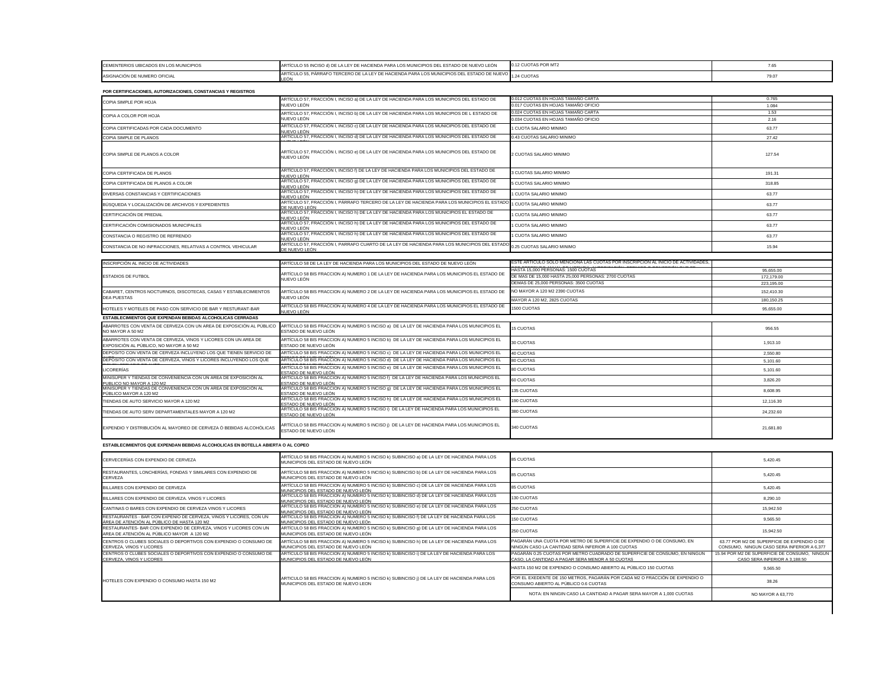| | | | |
|---|---|---|---|
| CEMENTERIOS UBICADOS EN LOS MUNICIPIOS | ARTÍCULO 55 INCISO d) DE LA LEY DE HACIENDA PARA LOS MUNICIPIOS DEL ESTADO DE NUEVO LEÓN | 0.12 CUOTAS POR MT2 | 7.65 |
| ASIGNACIÓN DE NUMERO OFICIAL | ARTÍCULO 55, PÁRRAFO TERCERO DE LA LEY DE HACIENDA PARA LOS MUNICIPIOS DEL ESTADO DE NUEVO LEÓN | 1.24 CUOTAS | 79.07 |

**POR CERTIFICACIONES, AUTORIZACIONES, CONSTANCIAS Y REGISTROS**

| | | | |
|---|---|---|---|
| COPIA SIMPLE POR HOJA | ARTÍCULO 57, FRACCIÓN I, INCISO a) DE LA LEY DE HACIENDA PARA LOS MUNICIPIOS DEL ESTADO DE NUEVO LEÓN | 0.012 CUOTAS EN HOJAS TAMAÑO CARTA | 0.765 |
| | | 0.017 CUOTAS EN HOJAS TAMAÑO OFICIO | 1.084 |
| COPIA A COLOR POR HOJA | ARTÍCULO 57, FRACCIÓN I, INCISO b) DE LA LEY DE HACIENDA PARA LOS MUNICIPIOS DE L ESTADO DE NUEVO LEÓN | 0.024 CUOTAS EN HOJAS TAMAÑO CARTA | 1.53 |
| | | 0.034 CUOTAS EN HOJAS TAMAÑO OFICIO | 2.16 |
| COPIA CERTIFICADAS POR CADA DOCUMENTO | ARTÍCULO 57, FRACCIÓN I, INCISO c) DE LA LEY DE HACIENDA PARA LOS MUNICIPIOS DEL ESTADO DE NUEVO LEÓN | 1 CUOTA SALARIO MINIMO | 63.77 |
| COPIA SIMPLE DE PLANOS | ARTÍCULO 57, FRACCIÓN I, INCISO d) DE LA LEY DE HACIENDA PARA LOS MUNICIPIOS DEL ESTADO DE NUEVO LEÓN | 0.43 CUOTAS SALARIO MINIMO | 27.42 |
| COPIA SIMPLE DE PLANOS A COLOR | ARTÍCULO 57, FRACCIÓN I, INCISO e) DE LA LEY DE HACIENDA PARA LOS MUNICIPIOS DEL ESTADO DE NUEVO LEÓN | 2 CUOTAS SALARIO MINIMO | 127.54 |
| COPIA CERTIFICADA DE PLANOS | ARTÍCULO 57, FRACCIÓN I, INCISO f) DE LA LEY DE HACIENDA PARA LOS MUNICIPIOS DEL ESTADO DE NUEVO LEÓN | 3 CUOTAS SALARIO MINIMO | 191.31 |
| COPIA CERTIFICADA DE PLANOS A COLOR | ARTÍCULO 57, FRACCIÓN I, INCISO g) DE LA LEY DE HACIENDA PARA LOS MUNICIPIOS DEL ESTADO DE NUEVO LEÓN | 5 CUOTAS SALARIO MINIMO | 318.85 |
| DIVERSAS CONSTANCIAS Y CERTIFICACIONES | ARTÍCULO 57, FRACCIÓN I, INCISO h) DE LA LEY DE HACIENDA PARA LOS MUNICIPIOS DEL ESTADO DE NUEVO LEÓN | 1 CUOTA SALARIO MINIMO | 63.77 |
| BÚSQUEDA Y LOCALIZACIÓN DE ARCHIVOS Y EXPEDIENTES | ARTÍCULO 57, FRACCIÓN I, PÁRRAFO TERCERO DE LA LEY DE HACIENDA PARA LOS MUNICIPIOS EL ESTADO DE NUEVO LEÓN | 1 CUOTA SALARIO MINIMO | 63.77 |
| CERTIFICACIÓN DE PREDIAL | ARTÍCULO 57, FRACCIÓN I, INCISO h) DE LA LEY DE HACIENDA PARA LOS MUNICIPIOS EL ESTADO DE NUEVO LEÓN | 1 CUOTA SALARIO MINIMO | 63.77 |
| CERTIFICACIÓN COMISIONADOS MUNICIPALES | ARTÍCULO 57, FRACCIÓN I, INCISO h) DE LA LEY DE HACIENDA PARA LOS MUNICIPIOS DEL ESTADO DE NUEVO LEÓN | 1 CUOTA SALARIO MINIMO | 63.77 |
| CONSTANCIA O REGISTRO DE REFRENDO | ARTÍCULO 57, FRACCIÓN I, INCISO h) DE LA LEY DE HACIENDA PARA LOS MUNICIPIOS DEL ESTADO DE NUEVO LEÓN | 1 CUOTA SALARIO MINIMO | 63.77 |
| CONSTANCIA DE NO INFRACCIONES, RELATIVAS A CONTROL VEHICULAR | ARTÍCULO 57, FRACCIÓN I, PARRAFO CUARTO DE LA LEY DE HACIENDA PARA LOS MUNICIPIOS DEL ESTADO DE NUEVO LEÓN | 0.25 CUOTAS SALARIO MINIMO | 15.94 |

| | | | |
|---|---|---|---|
| INSCRIPCIÓN AL INICIO DE ACTIVIDADES | ARTÍCULO 58 DE LA LEY DE HACIENDA PARA LOS MUNICIPIOS DEL ESTADO DE NUEVO LEÓN | ESTE ARTÍCULO SOLO MENCIONA LAS CUOTAS POR INSCRIPCIÓN AL INICIO DE ACTIVIDADES, | |
| ESTADIOS DE FUTBOL | ARTÍCULO 58 BIS FRACCION A) NUMERO 1 DE LA LEY DE HACIENDA PARA LOS MUNICIPIOS EL ESTADO DE NUEVO LEÓN | HASTA 15,000 PERSONAS: 1500 CUOTAS | 95,655.00 |
| | | DE MAS DE 15,000 HASTA 25,000 PERSONAS: 2700 CUOTAS | 172,179.00 |
| | | DEMAS DE 25,000 PERSONAS: 3500 CUOTAS | 223,195.00 |
| CABARET, CENTROS NOCTURNOS, DISCOTECAS, CASAS Y ESTABLECIMIENTOS DEA PUESTAS | ARTÍCULO 58 BIS FRACCION A) NUMERO 2 DE LA LEY DE HACIENDA PARA LOS MUNICIPIOS EL ESTADO DE NUEVO LEÓN | NO MAYOR A 120 M2 2390 CUOTAS | 152,410.30 |
| | | MAYOR A 120 M2, 2825 CUOTAS | 180,150.25 |
| HOTELES Y MOTELES DE PASO CON SERVICIO DE BAR Y RESTURANT-BAR | ARTÍCULO 58 BIS FRACCION A) NUMERO 4 DE LA LEY DE HACIENDA PARA LOS MUNICIPIOS EL ESTADO DE NUEVO LEÓN | 1500 CUOTAS | 95,655.00 |
| **ESTABLECIMIENTOS QUE EXPENDAN BEBIDAS ALCOHOLICAS CERRADAS** | | | |
| ABARROTES CON VENTA DE CERVEZA CON UN AREA DE EXPOSICIÓN AL PÚBLICO NO MAYOR A 50 M2 | ARTÍCULO 58 BIS FRACCION A) NUMERO 5 INCISO a) DE LA LEY DE HACIENDA PARA LOS MUNICIPIOS EL ESTADO DE NUEVO LEÓN | 15 CUOTAS | 956.55 |
| ABARROTES CON VENTA DE CERVEZA, VINOS Y LICORES CON UN AREA DE EXPOSICIÓN AL PÚBLICO, NO MAYOR A 50 M2 | ARTÍCULO 58 BIS FRACCION A) NUMERO 5 INCISO b) DE LA LEY DE HACIENDA PARA LOS MUNICIPIOS EL ESTADO DE NUEVO LEÓN | 30 CUOTAS | 1,913.10 |
| DEPOSITO CON VENTA DE CERVEZA INCLUYENO LOS QUE TIENEN SERVICIO DE | ARTÍCULO 58 BIS FRACCION A) NUMERO 5 INCISO c) DE LA LEY DE HACIENDA PARA LOS MUNICIPIOS EL | 40 CUOTAS | 2,550.80 |
| DEPÓSITO CON VENTA DE CERVEZA, VINOS Y LICORES INCLUYENDO LOS QUE | ARTÍCULO 58 BIS FRACCION A) NUMERO 5 INCISO d) DE LA LEY DE HACIENDA PARA LOS MUNICIPIOS EL | 80 CUOTAS | 5,101.60 |
| LICORERÍAS | ARTÍCULO 58 BIS FRACCION A) NUMERO 5 INCISO e) DE LA LEY DE HACIENDA PARA LOS MUNICIPIOS EL ESTADO DE NUEVO LEÓN | 80 CUOTAS | 5,101.60 |
| MINISUPER Y TIENDAS DE CONVENIENCIA CON UN AREA DE EXPOSICIÓN AL PUBLICO NO MAYOR A 120 M2 | ARTÍCULO 58 BIS FRACCION A) NUMERO 5 INCISO f) DE LA LEY DE HACIENDA PARA LOS MUNICIPIOS EL ESTADO DE NUEVO LEÓN | 60 CUOTAS | 3,826.20 |
| MINISUPER Y TIENDAS DE CONVENIENCIA CON UN AREA DE EXPOSICIÓN AL PÚBLICO MAYOR A 120 M2 | ARTÍCULO 58 BIS FRACCION A) NUMERO 5 INCISO g) DE LA LEY DE HACIENDA PARA LOS MUNICIPIOS EL ESTADO DE NUEVO LEÓN | 135 CUOTAS | 8,608.95 |
| TIENDAS DE AUTO SERVICIO MAYOR A 120 M2 | ARTÍCULO 58 BIS FRACCION A) NUMERO 5 INCISO h) DE LA LEY DE HACIENDA PARA LOS MUNICIPIOS EL ESTADO DE NUEVO LEÓN | 190 CUOTAS | 12,116.30 |
| TIENDAS DE AUTO SERV DEPARTAMENTALES MAYOR A 120 M2 | ARTÍCULO 58 BIS FRACCION A) NUMERO 5 INCISO i) DE LA LEY DE HACIENDA PARA LOS MUNICIPIOS EL ESTADO DE NUEVO LEÓN | 380 CUOTAS | 24,232.60 |
| EXPENDIO Y DISTRIBUCIÓN AL MAYOREO DE CERVEZA Ó BEBIDAS ALCOHÓLICAS | ARTÍCULO 58 BIS FRACCION A) NUMERO 5 INCISO j) DE LA LEY DE HACIENDA PARA LOS MUNICIPIOS EL ESTADO DE NUEVO LEÓN | 340 CUOTAS | 21,681.80 |

**ESTABLECIMIENTOS QUE EXPENDAN BEBIDAS ALCOHOLICAS EN BOTELLA ABIERTA O AL COPEO**

| | | | |
|---|---|---|---|
| CERVECERÍAS CON EXPENDIO DE CERVEZA | ARTÍCULO 58 BIS FRACCION A) NUMERO 5 INCISO k) SUBINCISO a) DE LA LEY DE HACIENDA PARA LOS MUNICIPIOS DEL ESTADO DE NUEVO LEÓN | 85 CUOTAS | 5,420.45 |
| RESTAURANTES, LONCHERÍAS, FONDAS Y SIMILARES CON EXPENDIO DE CERVEZA | ARTÍCULO 58 BIS FRACCION A) NUMERO 5 INCISO k) SUBINCISO b) DE LA LEY DE HACIENDA PARA LOS MUNICIPIOS DEL ESTADO DE NUEVO LEÓN | 85 CUOTAS | 5,420.45 |
| BILLARES CON EXPENDIO DE CERVEZA | ARTÍCULO 58 BIS FRACCION A) NUMERO 5 INCISO k) SUBINCISO c) DE LA LEY DE HACIENDA PARA LOS MUNICIPIOS DEL ESTADO DE NUEVO LEÓN | 85 CUOTAS | 5,420.45 |
| BILLARES CON EXPENDIO DE CERVEZA. VINOS Y LICORES | ARTÍCULO 58 BIS FRACCION A) NUMERO 5 INCISO k) SUBINCISO d) DE LA LEY DE HACIENDA PARA LOS MUNICIPIOS DEL ESTADO DE NUEVO LEÓN | 130 CUOTAS | 8,290.10 |
| CANTINAS O BARES CON EXPENDIO DE CERVEZA VINOS Y LICORES | ARTÍCULO 58 BIS FRACCION A) NUMERO 5 INCISO k) SUBINCISO e) DE LA LEY DE HACIENDA PARA LOS MUNICIPIOS DEL ESTADO DE NUEVO LEÓN | 250 CUOTAS | 15,942.50 |
| RESTAURANTES - BAR CON EXPENIO DE CERVEZA, VINOS Y LICORES, CON UN ÁREA DE ATENCIÓN AL PÚBLICO DE HASTA 120 M2 | ARTÍCULO 58 BIS FRACCION A) NUMERO 5 INCISO k) SUBINCISO f) DE LA LEY DE HACIENDA PARA LOS MUNICIPIOS DEL ESTADO DE NUEVO LEÓN | 150 CUOTAS | 9,565.50 |
| RESTAURANTES- BAR CON EXPENDIO DE CERVEZA, VINOS Y LICORES CON UN AREA DE ATENCIÓN AL PÚBLICO MAYOR A 120 M2 | ARTÍCULO 58 BIS FRACCION A) NUMERO 5 INCISO k) SUBINCISO g) DE LA LEY DE HACIENDA PARA LOS MUNICIPIOS DEL ESTADO DE NUEVO LEÓN | 250 CUOTAS | 15,942.50 |
| CENTROS O CLUBES SOCIALES O DEPORTIVOS CON EXPENDIO O CONSUMO DE CERVEZA, VINOS Y LICORES | ARTÍCULO 58 BIS FRACCION A) NUMERO 5 INCISO k) SUBINCISO h) DE LA LEY DE HACIENDA PARA LOS MUNICIPIOS DEL ESTADO DE NUEVO LEÓN | PAGARÁN UNA CUOTA POR METRO DE SUPERFICIE DE EXPENDIO O DE CONSUMO, EN NINGÚN CASO LA CANTIDAD SERÁ INFERIOR A 100 CUOTAS | 63.77 POR M2 DE SUPERFICIE DE EXPENDIO O DE CONSUMO, NINGUN CASO SERA INFERIOR A 6,377 |
| CENTROS O CLUBES SOCIALES O DEPORTIVOS CON EXPENDIO O CONSUMO DE CERVEZA, VINOS Y LICORES | ARTÍCULO 58 BIS FRACCION A) NUMERO 5 INCISO k) SUBINCISO i) DE LA LEY DE HACIENDA PARA LOS MUNICIPIOS DEL ESTADO DE NUEVO LEÓN | PAGARÁN 0.25 CUOTAS POR METRO CUADRADO DE SUPERFICIE DE CONSUMO, EN NINGUN CASO, LA CANTIDAD A PAGAR SERA MENOR A 50 CUOTAS | 15.94 POR M2 DE SUPERFICIE DE CONSUMO, NINGUN CASO SERA INFERIOR A 3,188.50 |
| HOTELES CON EXPENDIO O CONSUMO HASTA 150 M2 | ARTÍCULO 58 BIS FRACCION A) NUMERO 5 INCISO k) SUBINCISO j) DE LA LEY DE HACIENDA PARA LOS MUNICIPIOS DEL ESTADO DE NUEVO LEÓN | HASTA 150 M2 DE EXPENDIO O CONSUMO ABIERTO AL PÚBLICO 150 CUOTAS | 9,565.50 |
| | | POR EL EXEDENTE DE 150 METROS, PAGARÁN POR CADA M2 O FRACCIÓN DE EXPENDIO O CONSUMO ABIERTO AL PÚBLICO 0.6 CUOTAS | 38.26 |
| | | NOTA: EN NINGIN CASO LA CANTIDAD A PAGAR SERA MAYOR A 1,000 CUOTAS | NO MAYOR A 63,770 |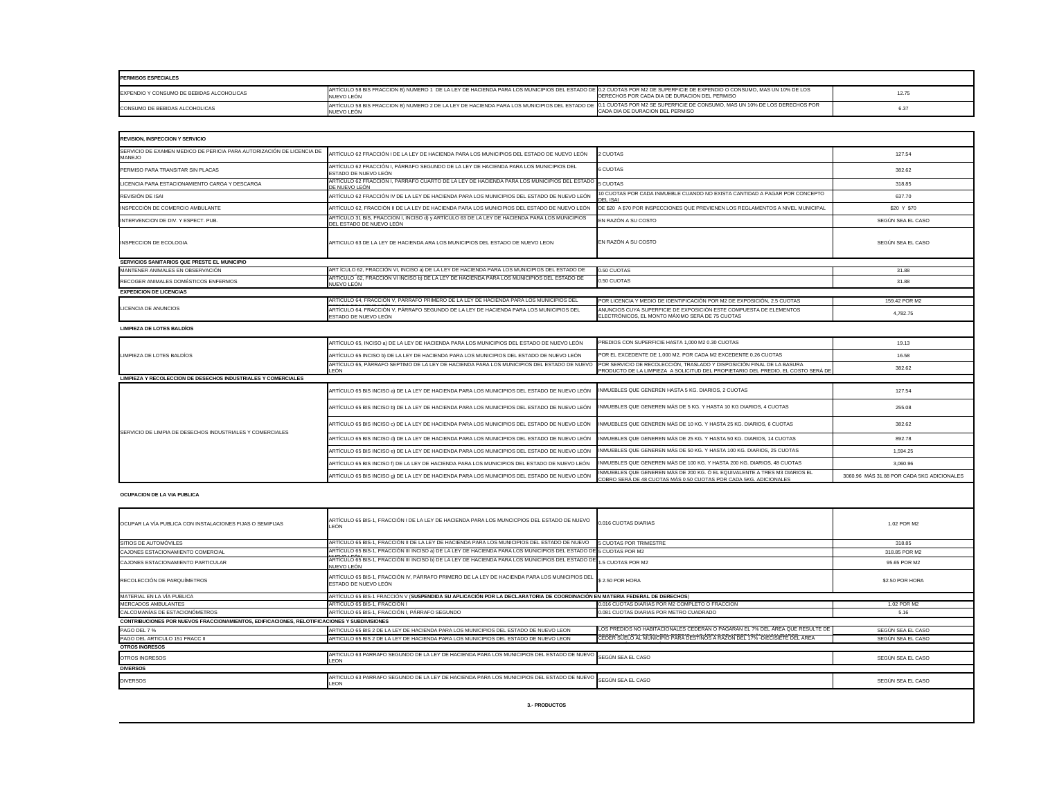| PERMISOS ESPECIALES | | | |
|---|---|---|---|
| EXPENDIO Y CONSUMO DE BEBIDAS ALCOHOLICAS | ARTÍCULO 58 BIS FRACCION B) NUMERO 1 DE LA LEY DE HACIENDA PARA LOS MUNICIPIOS DEL ESTADO DE NUEVO LEÓN | 0.2 CUOTAS POR M2 DE SUPERFICIE DE EXPENDIO O CONSUMO, MAS UN 10% DE LOS DERECHOS POR CADA DIA DE DURACION DEL PERMISO | 12.75 |
| CONSUMO DE BEBIDAS ALCOHOLICAS | ARTÍCULO 58 BIS FRACCION B) NUMERO 2 DE LA LEY DE HACIENDA PARA LOS MUNICIPIOS DEL ESTADO DE NUEVO LEÓN | 0.1 CUOTAS POR M2 SE SUPERFICIE DE CONSUMO, MAS UN 10% DE LOS DERECHOS POR CADA DIA DE DURACION DEL PERMISO | 6.37 |

| REVISION, INSPECCION Y SERVICIO | | | |
|---|---|---|---|
| SERVICIO DE EXAMEN MEDICO DE PERICIA PARA AUTORIZACIÓN DE LICENCIA DE MANEJO | ARTÍCULO 62 FRACCIÓN I DE LA LEY DE HACIENDA PARA LOS MUNICIPIOS DEL ESTADO DE NUEVO LEÓN | 2 CUOTAS | 127.54 |
| PERMISO PARA TRANSITAR SIN PLACAS | ARTÍCULO 62 FRACCIÓN I, PÁRRAFO SEGUNDO DE LA LEY DE HACIENDA PARA LOS MUNICIPIOS DEL ESTADO DE NUEVO LEÓN | 6 CUOTAS | 382.62 |
| LICENCIA PARA ESTACIONAMIENTO CARGA Y DESCARGA | ARTÍCULO 62 FRACCIÓN I, PÁRRAFO CUARTO DE LA LEY DE HACIENDA PARA LOS MUNICIPIOS DEL ESTADO DE NUEVO LEÓN | 5 CUOTAS | 318.85 |
| REVISIÓN DE ISAI | ARTÍCULO 62 FRACCIÓN IV DE LA LEY DE HACIENDA PARA LOS MUNICIPIOS DEL ESTADO DE NUEVO LEÓN | 10 CUOTAS POR CADA INMUEBLE CUANDO NO EXISTA CANTIDAD A PAGAR POR CONCEPTO DEL ISAI | 637.70 |
| INSPECCIÓN DE COMERCIO AMBULANTE | ARTÍCULO 62, FRACCIÓN II DE LA LEY DE HACIENDA PARA LOS MUNICIPIOS DEL ESTADO DE NUEVO LEÓN | DE $20 A $70 POR INSPECCIONES QUE PREVIENEN LOS REGLAMENTOS A NIVEL MUNICIPAL | $20 Y $70 |
| INTERVENCION DE DIV. Y ESPECT. PUB. | ARTÍCULO 31 BIS, FRACCION I, INCISO d) y ARTÍCULO 63 DE LA LEY DE HACIENDA PARA LOS MUNICIPIOS DEL ESTADO DE NUEVO LEÓN | EN RAZÓN A SU COSTO | SEGÚN SEA EL CASO |
| INSPECCION DE ECOLOGIA | ARTICULO 63 DE LA LEY DE HACIENDA ARA LOS MUNICIPIOS DEL ESTADO DE NUEVO LEON | EN RAZÓN A SU COSTO | SEGÚN SEA EL CASO |
| **SERVICIOS SANITARIOS QUE PRESTE EL MUNICIPIO** | | | |
| MANTENER ANIMALES EN OBSERVACIÓN | ARTÍCULO 62, FRACCIÓN VI, INCISO a) DE LA LEY DE HACIENDA PARA LOS MUNICIPIOS DEL ESTADO DE | 0.50 CUOTAS | 31.88 |
| RECOGER ANIMALES DOMÉSTICOS ENFERMOS | ARTÍCULO 62, FRACCIÓN VI INCISO b) DE LA LEY DE HACIENDA PARA LOS MUNICIPIOS DEL ESTADO DE NUEVO LEÓN | 0.50 CUOTAS | 31.88 |
| **EXPEDICION DE LICENCIAS** | | | |
| LICENCIA DE ANUNCIOS | ARTÍCULO 64, FRACCIÓN V, PÁRRAFO PRIMERO DE LA LEY DE HACIENDA PARA LOS MUNICIPIOS DEL | POR LICENCIA Y MEDIO DE IDENTIFICACIÓN POR M2 DE EXPOSICIÓN, 2.5 CUOTAS | 159.42 POR M2 |
| | ARTÍCULO 64, FRACCIÓN V, PÁRRAFO SEGUNDO DE LA LEY DE HACIENDA PARA LOS MUNICIPIOS DEL ESTADO DE NUEVO LEÓN | ANUNCIOS CUYA SUPERFICIE DE EXPOSICIÓN ESTE COMPUESTA DE ELEMENTOS ELECTRÓNICOS, EL MONTO MÁXIMO SERÁ DE 75 CUOTAS | 4,782.75 |
| **LIMPIEZA DE LOTES BALDÍOS** | | | |
| LIMPIEZA DE LOTES BALDÍOS | ARTÍCULO 65, INCISO a) DE LA LEY DE HACIENDA PARA LOS MUNICIPIOS DEL ESTADO DE NUEVO LEÓN | PREDIOS CON SUPERFICIE HASTA 1,000 M2 0.30 CUOTAS | 19.13 |
| | ARTÍCULO 65 INCISO b) DE LA LEY DE HACIENDA PARA LOS MUNICIPIOS DEL ESTADO DE NUEVO LEÓN | POR EL EXCEDENTE DE 1,000 M2, POR CADA M2 EXCEDENTE 0.26 CUOTAS | 16.58 |
| | ARTÍCULO 65, PARRAFO SEPTIMO DE LA LEY DE HACIENDA PARA LOS MUNICIPIOS DEL ESTADO DE NUEVO LEÓN | POR SERVICIO DE RECOLECCIÓN, TRASLADO Y DISPOSICIÓN FINAL DE LA BASURA PRODUCTO DE LA LIMPIEZA A SOLICITUD DEL PROPIETARIO DEL PREDIO, EL COSTO SERÁ DE | 382.62 |
| **LIMPIEZA Y RECOLECCION DE DESECHOS INDUSTRIALES Y COMERCIALES** | | | |
| SERVICIO DE LIMPIA DE DESECHOS INDUSTRIALES Y COMERCIALES | ARTÍCULO 65 BIS INCISO a) DE LA LEY DE HACIENDA PARA LOS MUNICIPIOS DEL ESTADO DE NUEVO LEÓN | INMUEBLES QUE GENEREN HASTA 5 KG. DIARIOS, 2 CUOTAS | 127.54 |
| | ARTÍCULO 65 BIS INCISO b) DE LA LEY DE HACIENDA PARA LOS MUNICIPIOS DEL ESTADO DE NUEVO LEÓN | INMUEBLES QUE GENEREN MÁS DE 5 KG. Y HASTA 10 KG DIARIOS, 4 CUOTAS | 255.08 |
| | ARTÍCULO 65 BIS INCISO c) DE LA LEY DE HACIENDA PARA LOS MUNICIPIOS DEL ESTADO DE NUEVO LEÓN | INMUEBLES QUE GENEREN MÁS DE 10 KG. Y HASTA 25 KG. DIARIOS, 6 CUOTAS | 382.62 |
| | ARTÍCULO 65 BIS INCISO d) DE LA LEY DE HACIENDA PARA LOS MUNICIPIOS DEL ESTADO DE NUEVO LEÓN | INMUEBLES QUE GENEREN MÁS DE 25 KG. Y HASTA 50 KG. DIARIOS, 14 CUOTAS | 892.78 |
| | ARTÍCULO 65 BIS INCISO e) DE LA LEY DE HACIENDA PARA LOS MUNICIPIOS DEL ESTADO DE NUEVO LEÓN | INMUEBLES QUE GENEREN MÁS DE 50 KG. Y HASTA 100 KG. DIARIOS, 25 CUOTAS | 1,594.25 |
| | ARTÍCULO 65 BIS INCISO f) DE LA LEY DE HACIENDA PARA LOS MUNICIPIOS DEL ESTADO DE NUEVO LEÓN | INMUEBLES QUE GENEREN MÁS DE 100 KG. Y HASTA 200 KG. DIARIOS, 48 CUOTAS | 3,060.96 |
| | ARTÍCULO 65 BIS INCISO g) DE LA LEY DE HACIENDA PARA LOS MUNICIPIOS DEL ESTADO DE NUEVO LEÓN | INMUEBLES QUE GENEREN MÁS DE 200 KG. O EL EQUIVALENTE A TRES M3 DIARIOS EL COBRO SERÁ DE 48 CUOTAS MÁS 0.50 CUOTAS POR CADA 5KG. ADICIONALES | 3060.96 MÁS 31.88 POR CADA 5KG ADICIONALES |
| **OCUPACION DE LA VIA PUBLICA** | | | |
| OCUPAR LA VÍA PUBLICA CON INSTALACIONES FIJAS O SEMIFIJAS | ARTÍCULO 65 BIS-1, FRACCIÓN I DE LA LEY DE HACIENDA PARA LOS MUNCICPIOS DEL ESTADO DE NUEVO LEÓN | 0.016 CUOTAS DIARIAS | 1.02 POR M2 |
| SITIOS DE AUTOMÓVILES | ARTÍCULO 65 BIS-1, FRACCIÓN II DE LA LEY DE HACIENDA PARA LOS MUNICIPIOS DEL ESTADO DE NUEVO | 5 CUOTAS POR TRIMESTRE | 318.85 |
| CAJONES ESTACIONAMIENTO COMERCIAL | ARTÍCULO 65 BIS-1, FRACCIÓN III INCISO a) DE LA LEY DE HACIENDA PARA LOS MUNICIPIOS DEL ESTADO DE NUEVO LEÓN | 5 CUOTAS POR M2 | 318.85 POR M2 |
| CAJONES ESTACIONAMIENTO PARTICULAR | ARTÍCULO 65 BIS-1, FRACCIÓN III INCISO b) DE LA LEY DE HACIENDA PARA LOS MUNICIPIOS DEL ESTADO DE NUEVO LEÓN | 1.5 CUOTAS POR M2 | 95.65 POR M2 |
| RECOLECCIÓN DE PARQUÍMETROS | ARTÍCULO 65 BIS-1, FRACCIÓN IV, PÁRRAFO PRIMERO DE LA LEY DE HACIENDA PARA LOS MUNICIPIOS DEL ESTADO DE NUEVO LEÓN | $ 2.50 POR HORA | $2.50 POR HORA |
| MATERIAL EN LA VÍA PUBLICA | ARTÍCULO 65 BIS-1 FRACCIÓN V (**SUSPENDIDA SU APLICACIÓN POR LA DECLARATORIA DE COORDINACIÓN EN MATERIA FEDERAL DE DERECHOS**) | | |
| MERCADOS AMBULANTES | ARTÍCULO 65 BIS-1, FRACCIÓN I | 0.016 CUOTAS DIARIAS POR M2 COMPLETO O FRACCION | 1.02 POR M2 |
| CALCOMANÍAS DE ESTACIONÓMETROS | ARTÍCULO 65 BIS-1, FRACCIÓN I, PÁRRAFO SEGUNDO | 0.081 CUOTAS DIARIAS POR METRO CUADRADO | 5.16 |
| **CONTRIBUCIONES POR NUEVOS FRACCIONAMIENTOS, EDIFICACIONES, RELOTIFICACIONES Y SUBDIVISIONES** | | | |
| PAGO DEL 7 % | ARTICULO 65 BIS 2 DE LA LEY DE HACIENDA PARA LOS MUNICIPIOS DEL ESTADO DE NUEVO LEON | LOS PREDIOS NO HABITACIONALES CEDERAN O PAGARAN EL 7% DEL ÁREA QUE RESULTE DE | SEGÚN SEA EL CASO |
| PAGO DEL ARTICULO 151 FRACC II | ARTICULO 65 BIS 2 DE LA LEY DE HACIENDA PARA LOS MUNICIPIOS DEL ESTADO DE NUEVO LEON | CEDER SUELO AL MUNICIPIO PARA DESTINOS A RAZÓN DEL 17% -DIECISIETE DEL ÁREA | SEGÚN SEA EL CASO |
| **OTROS INGRESOS** | | | |
| OTROS INGRESOS | ARTICULO 63 PARRAFO SEGUNDO DE LA LEY DE HACIENDA PARA LOS MUNICIPIOS DEL ESTADO DE NUEVO LEON | SEGÚN SEA EL CASO | SEGÚN SEA EL CASO |
| **DIVERSOS** | | | |
| DIVERSOS | ARTICULO 63 PARRAFO SEGUNDO DE LA LEY DE HACIENDA PARA LOS MUNICIPIOS DEL ESTADO DE NUEVO LEON | SEGÚN SEA EL CASO | SEGÚN SEA EL CASO |

**3.- PRODUCTOS**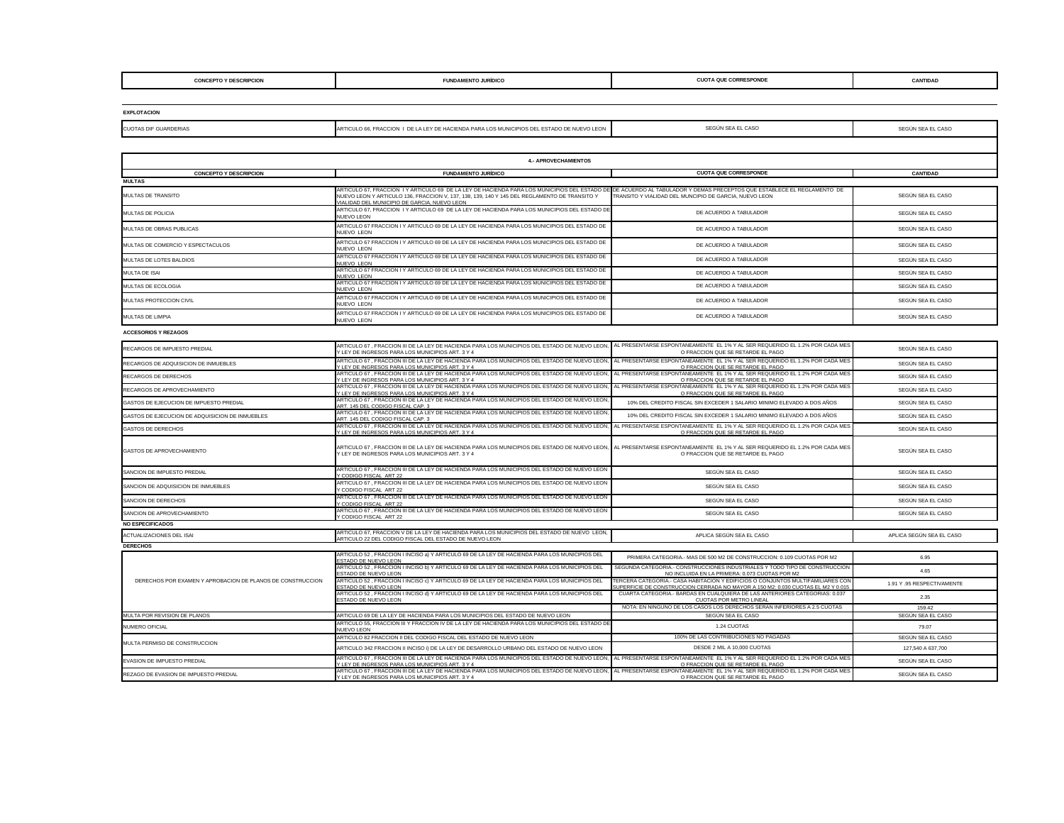| CONCEPTO Y DESCRIPCION | FUNDAMENTO JURÍDICO | CUOTA QUE CORRESPONDE | CANTIDAD |
|---|---|---|---|

**EXPLOTACION**

| CONCEPTO Y DESCRIPCION | FUNDAMENTO JURÍDICO | CUOTA QUE CORRESPONDE | CANTIDAD |
|---|---|---|---|
| CUOTAS DIF GUARDERIAS | ARTICULO 66, FRACCION I DE LA LEY DE HACIENDA PARA LOS MUNICIPIOS DEL ESTADO DE NUEVO LEON | SEGÚN SEA EL CASO | SEGÚN SEA EL CASO |

## 4.- APROVECHAMIENTOS

| CONCEPTO Y DESCRIPCION | FUNDAMENTO JURÍDICO | CUOTA QUE CORRESPONDE | CANTIDAD |
|---|---|---|---|
| **MULTAS** | | | |
| MULTAS DE TRANSITO | ARTICULO 67, FRACCION I Y ARTICULO 69 DE LA LEY DE HACIENDA PARA LOS MUNICIPIOS DEL ESTADO DE NUEVO LEON Y ARTICULO 136, FRACCION V, 137, 138, 139, 140 Y 145 DEL REGLAMENTO DE TRANSITO Y VIALIDAD DEL MUNICIPIO DE GARCIA, NUEVO LEON | DE ACUERDO AL TABULADOR Y DEMAS PRECEPTOS QUE ESTABLECE EL REGLAMENTO DE TRANSITO Y VIALIDAD DEL MUNCIPIO DE GARCIA, NUEVO LEON | SEGÚN SEA EL CASO |
| MULTAS DE POLICIA | ARTICULO 67, FRACCION I Y ARTICULO 69 DE LA LEY DE HACIENDA PARA LOS MUNICIPIOS DEL ESTADO DE NUEVO LEON | DE ACUERDO A TABULADOR | SEGÚN SEA EL CASO |
| MULTAS DE OBRAS PUBLICAS | ARTICULO 67 FRACCION I Y ARTICULO 69 DE LA LEY DE HACIENDA PARA LOS MUNICIPIOS DEL ESTADO DE NUEVO LEON | DE ACUERDO A TABULADOR | SEGÚN SEA EL CASO |
| MULTAS DE COMERCIO Y ESPECTACULOS | ARTICULO 67 FRACCION I Y ARTICULO 69 DE LA LEY DE HACIENDA PARA LOS MUNICIPIOS DEL ESTADO DE NUEVO LEON | DE ACUERDO A TABULADOR | SEGÚN SEA EL CASO |
| MULTAS DE LOTES BALDIOS | ARTICULO 67 FRACCION I Y ARTICULO 69 DE LA LEY DE HACIENDA PARA LOS MUNICIPIOS DEL ESTADO DE NUEVO LEON | DE ACUERDO A TABULADOR | SEGÚN SEA EL CASO |
| MULTA DE ISAI | ARTICULO 67 FRACCION I Y ARTICULO 69 DE LA LEY DE HACIENDA PARA LOS MUNICIPIOS DEL ESTADO DE NUEVO LEON | DE ACUERDO A TABULADOR | SEGÚN SEA EL CASO |
| MULTAS DE ECOLOGIA | ARTICULO 67 FRACCION I Y ARTICULO 69 DE LA LEY DE HACIENDA PARA LOS MUNICIPIOS DEL ESTADO DE NUEVO LEON | DE ACUERDO A TABULADOR | SEGÚN SEA EL CASO |
| MULTAS PROTECCION CIVIL | ARTICULO 67 FRACCION I Y ARTICULO 69 DE LA LEY DE HACIENDA PARA LOS MUNICIPIOS DEL ESTADO DE NUEVO LEON | DE ACUERDO A TABULADOR | SEGÚN SEA EL CASO |
| MULTAS DE LIMPIA | ARTICULO 67 FRACCION I Y ARTICULO 69 DE LA LEY DE HACIENDA PARA LOS MUNICIPIOS DEL ESTADO DE NUEVO LEON | DE ACUERDO A TABULADOR | SEGÚN SEA EL CASO |
| **ACCESORIOS Y REZAGOS** | | | |
| RECARGOS DE IMPUESTO PREDIAL | ARTICULO 67 , FRACCION III DE LA LEY DE HACIENDA PARA LOS MUNICIPIOS DEL ESTADO DE NUEVO LEON, Y LEY DE INGRESOS PARA LOS MUNICIPIOS ART. 3 Y 4 | AL PRESENTARSE ESPONTANEAMENTE EL 1% Y AL SER REQUERIDO EL 1.2% POR CADA MES O FRACCION QUE SE RETARDE EL PAGO | SEGÚN SEA EL CASO |
| RECARGOS DE ADQUISICION DE INMUEBLES | ARTICULO 67 , FRACCION III DE LA LEY DE HACIENDA PARA LOS MUNICIPIOS DEL ESTADO DE NUEVO LEON, Y LEY DE INGRESOS PARA LOS MUNICIPIOS ART. 3 Y 4 | AL PRESENTARSE ESPONTANEAMENTE EL 1% Y AL SER REQUERIDO EL 1.2% POR CADA MES O FRACCION QUE SE RETARDE EL PAGO | SEGÚN SEA EL CASO |
| RECARGOS DE DERECHOS | ARTICULO 67 , FRACCION III DE LA LEY DE HACIENDA PARA LOS MUNICIPIOS DEL ESTADO DE NUEVO LEON, Y LEY DE INGRESOS PARA LOS MUNICIPIOS ART. 3 Y 4 | AL PRESENTARSE ESPONTANEAMENTE EL 1% Y AL SER REQUERIDO EL 1.2% POR CADA MES O FRACCION QUE SE RETARDE EL PAGO | SEGÚN SEA EL CASO |
| RECARGOS DE APROVECHAMIENTO | ARTICULO 67 , FRACCION III DE LA LEY DE HACIENDA PARA LOS MUNICIPIOS DEL ESTADO DE NUEVO LEON, Y LEY DE INGRESOS PARA LOS MUNICIPIOS ART. 3 Y 4 | AL PRESENTARSE ESPONTANEAMENTE EL 1% Y AL SER REQUERIDO EL 1.2% POR CADA MES O FRACCION QUE SE RETARDE EL PAGO | SEGÚN SEA EL CASO |
| GASTOS DE EJECUCION DE IMPUESTO PREDIAL | ARTICULO 67 , FRACCION III DE LA LEY DE HACIENDA PARA LOS MUNICIPIOS DEL ESTADO DE NUEVO LEON, ART. 145 DEL CODIGO FISCAL CAP. 3 | 10% DEL CREDITO FISCAL SIN EXCEDER 1 SALARIO MINIMO ELEVADO A DOS AÑOS | SEGÚN SEA EL CASO |
| GASTOS DE EJECUCION DE ADQUISICION DE INMUEBLES | ARTICULO 67 , FRACCION III DE LA LEY DE HACIENDA PARA LOS MUNICIPIOS DEL ESTADO DE NUEVO LEON, ART. 145 DEL CODIGO FISCAL CAP. 3 | 10% DEL CREDITO FISCAL SIN EXCEDER 1 SALARIO MINIMO ELEVADO A DOS AÑOS | SEGÚN SEA EL CASO |
| GASTOS DE DERECHOS | ARTICULO 67 , FRACCION III DE LA LEY DE HACIENDA PARA LOS MUNICIPIOS DEL ESTADO DE NUEVO LEON, Y LEY DE INGRESOS PARA LOS MUNICIPIOS ART. 3 Y 4 | AL PRESENTARSE ESPONTANEAMENTE EL 1% Y AL SER REQUERIDO EL 1.2% POR CADA MES O FRACCION QUE SE RETARDE EL PAGO | SEGÚN SEA EL CASO |
| GASTOS DE APROVECHAMIENTO | ARTICULO 67 , FRACCION III DE LA LEY DE HACIENDA PARA LOS MUNICIPIOS DEL ESTADO DE NUEVO LEON, Y LEY DE INGRESOS PARA LOS MUNICIPIOS ART. 3 Y 4 | AL PRESENTARSE ESPONTANEAMENTE EL 1% Y AL SER REQUERIDO EL 1.2% POR CADA MES O FRACCION QUE SE RETARDE EL PAGO | SEGÚN SEA EL CASO |
| SANCION DE IMPUESTO PREDIAL | ARTICULO 67 , FRACCION III DE LA LEY DE HACIENDA PARA LOS MUNICIPIOS DEL ESTADO DE NUEVO LEON Y CODIGO FISCAL ART 22 | SEGÚN SEA EL CASO | SEGÚN SEA EL CASO |
| SANCION DE ADQUISICION DE INMUEBLES | ARTICULO 67 , FRACCION III DE LA LEY DE HACIENDA PARA LOS MUNICIPIOS DEL ESTADO DE NUEVO LEON Y CODIGO FISCAL ART 22 | SEGÚN SEA EL CASO | SEGÚN SEA EL CASO |
| SANCION DE DERECHOS | ARTICULO 67 , FRACCION III DE LA LEY DE HACIENDA PARA LOS MUNICIPIOS DEL ESTADO DE NUEVO LEON Y CODIGO FISCAL ART 22 | SEGÚN SEA EL CASO | SEGÚN SEA EL CASO |
| SANCION DE APROVECHAMIENTO | ARTICULO 67 , FRACCION III DE LA LEY DE HACIENDA PARA LOS MUNICIPIOS DEL ESTADO DE NUEVO LEON Y CODIGO FISCAL ART 22 | SEGÚN SEA EL CASO | SEGÚN SEA EL CASO |
| **NO ESPECIFICADOS** | | | |
| ACTUALIZACIONES DEL ISAI | ARTICULO 67, FRACCION V DE LA LEY DE HACIENDA PARA LOS MUNICIPIOS DEL ESTADO DE NUEVO LEON, ARTICULO 22 DEL CODIGO FISCAL DEL ESTADO DE NUEVO LEON | APLICA SEGÚN SEA EL CASO | APLICA SEGÚN SEA EL CASO |
| **DERECHOS** | | | |
| DERECHOS POR EXAMEN Y APROBACION DE PLANOS DE CONSTRUCCION | ARTICULO 52 , FRACCION I INCISO a) Y ARTICULO 69 DE LA LEY DE HACIENDA PARA LOS MUNICIPIOS DEL ESTADO DE NUEVO LEON | PRIMERA CATEGORIA.- MAS DE 500 M2 DE CONSTRUCCION: 0.109 CUOTAS POR M2 | 6.95 |
| | ARTICULO 52 , FRACCION I INCISO b) Y ARTICULO 69 DE LA LEY DE HACIENDA PARA LOS MUNICIPIOS DEL ESTADO DE NUEVO LEON | SEGUNDA CATEGORIA.- CONSTRUCCIONES INDUSTRIALES Y TODO TIPO DE CONSTRUCCION NO INCLUIDA EN LA PRIMERA: 0.073 CUOTAS POR M2 | 4.65 |
| | ARTICULO 52 , FRACCION I INCISO c) Y ARTICULO 69 DE LA LEY DE HACIENDA PARA LOS MUNICIPIOS DEL ESTADO DE NUEVO LEON | TERCERA CATEGORIA.- CASA HABITACION Y EDIFICIOS O CONJUNTOS MULTIFAMILIARES CON SUPERFICIE DE CONSTRUCCION CERRADA NO MAYOR A 150 M2: 0.030 CUOTAS EL M2 Y 0.015 | 1.91 Y .95 RESPECTIVAMENTE |
| | ARTICULO 52 , FRACCION I INCISO d) Y ARTICULO 69 DE LA LEY DE HACIENDA PARA LOS MUNICIPIOS DEL ESTADO DE NUEVO LEON | CUARTA CATEGORIA.- BARDAS EN CUALQUIERA DE LAS ANTERIORES CATEGORIAS: 0.037 CUOTAS POR METRO LINEAL | 2.35 |
| | | NOTA: EN NINGUNO DE LOS CASOS LOS DERECHOS SERAN INFERIORES A 2.5 CUOTAS | 159.42 |
| MULTA POR REVISION DE PLANOS | ARTICULO 69 DE LA LEY DE HACIENDA PARA LOS MUNICIPIOS DEL ESTADO DE NUEVO LEON | SEGÚN SEA EL CASO | SEGÚN SEA EL CASO |
| NUMERO OFICIAL | ARTICULO 55, FRACCION III Y FRACCION IV DE LA LEY DE HACIENDA PARA LOS MUNICIPIOS DEL ESTADO DE NUEVO LEON | 1.24 CUOTAS | 79.07 |
| MULTA PERMISO DE CONSTRUCCION | ARTICULO 82 FRACCION II DEL CODIGO FISCAL DEL ESTADO DE NUEVO LEON | 100% DE LAS CONTRIBUCIONES NO PAGADAS | SEGÚN SEA EL CASO |
| | ARTICULO 342 FRACCION II INCISO i) DE LA LEY DE DESARROLLO URBANO DEL ESTADO DE NUEVO LEON | DESDE 2 MIL A 10,000 CUOTAS | 127,540 A 637,700 |
| EVASION DE IMPUESTO PREDIAL | ARTICULO 67 , FRACCION III DE LA LEY DE HACIENDA PARA LOS MUNICIPIOS DEL ESTADO DE NUEVO LEON, Y LEY DE INGRESOS PARA LOS MUNICIPIOS ART. 3 Y 4 | AL PRESENTARSE ESPONTANEAMENTE EL 1% Y AL SER REQUERIDO EL 1.2% POR CADA MES O FRACCION QUE SE RETARDE EL PAGO | SEGÚN SEA EL CASO |
| REZAGO DE EVASION DE IMPUESTO PREDIAL | ARTICULO 67 , FRACCION III DE LA LEY DE HACIENDA PARA LOS MUNICIPIOS DEL ESTADO DE NUEVO LEON, Y LEY DE INGRESOS PARA LOS MUNICIPIOS ART. 3 Y 4 | AL PRESENTARSE ESPONTANEAMENTE EL 1% Y AL SER REQUERIDO EL 1.2% POR CADA MES O FRACCION QUE SE RETARDE EL PAGO | SEGÚN SEA EL CASO |